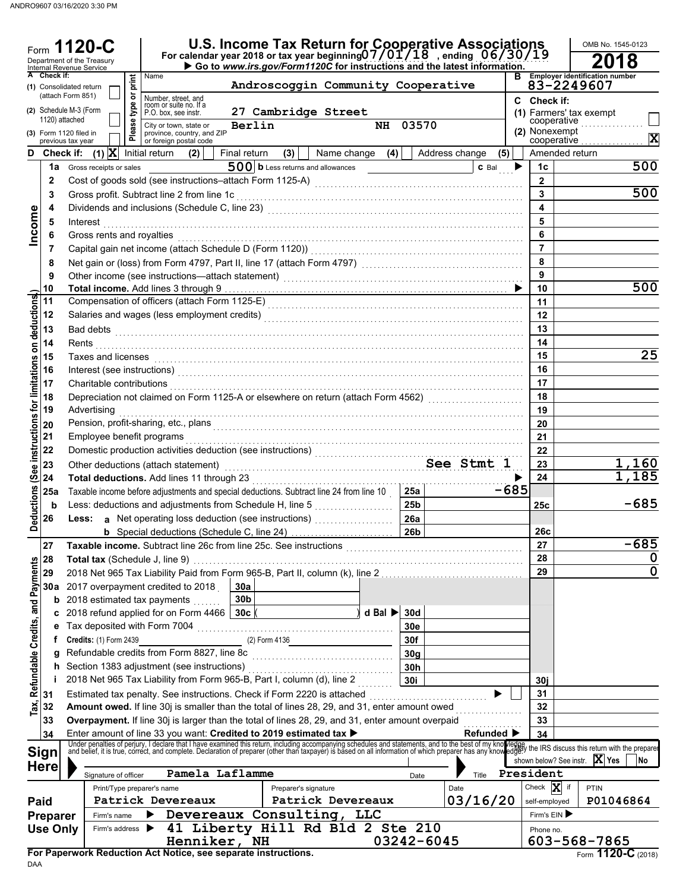ANDRO9607 03/16/2020 3:30 PM

# Form 1120-C

Department of the Treasury
Internal Revenue Service

## U.S. Income Tax Return for Cooperative Associations

For calendar year 2018 or tax year beginning 07/01/18 , ending 06/30/19

▶ Go to www.irs.gov/Form1120C for instructions and the latest information.

OMB No. 1545-0123

**2018**

**A** Check if:
(1) Consolidated return (attach Form 851) ☐
(2) Schedule M-3 (Form 1120) attached ☐
(3) Form 1120 filed in previous tax year ☐

Please type or print

Name: Androscoggin Community Cooperative
Number, street, and room or suite no. If a P.O. box, see instr.: 27 Cambridge Street
City or town, state or province, country, and ZIP or foreign postal code: Berlin NH 03570

**B** Employer identification number: 83-2249607

**C** Check if:
(1) Farmers' tax exempt cooperative ☐
(2) Nonexempt cooperative ☒

**D** Check if: (1) ☒ Initial return (2) ☐ Final return (3) ☐ Name change (4) ☐ Address change (5) ☐ Amended return

### Income

| Line | Description | | | Amount |
|---|---|---|---|---|
| 1a | Gross receipts or sales 500 **b** Less returns and allowances | **c** Bal ▶ | 1c | 500 |
| 2 | Cost of goods sold (see instructions–attach Form 1125-A) | | 2 | |
| 3 | Gross profit. Subtract line 2 from line 1c | | 3 | 500 |
| 4 | Dividends and inclusions (Schedule C, line 23) | | 4 | |
| 5 | Interest | | 5 | |
| 6 | Gross rents and royalties | | 6 | |
| 7 | Capital gain net income (attach Schedule D (Form 1120)) | | 7 | |
| 8 | Net gain or (loss) from Form 4797, Part II, line 17 (attach Form 4797) | | 8 | |
| 9 | Other income (see instructions—attach statement) | | 9 | |
| 10 | **Total income.** Add lines 3 through 9 | ▶ | 10 | 500 |

### Deductions (See instructions for limitations on deductions.)

| Line | Description | | | Amount |
|---|---|---|---|---|
| 11 | Compensation of officers (attach Form 1125-E) | | 11 | |
| 12 | Salaries and wages (less employment credits) | | 12 | |
| 13 | Bad debts | | 13 | |
| 14 | Rents | | 14 | |
| 15 | Taxes and licenses | | 15 | 25 |
| 16 | Interest (see instructions) | | 16 | |
| 17 | Charitable contributions | | 17 | |
| 18 | Depreciation not claimed on Form 1125-A or elsewhere on return (attach Form 4562) | | 18 | |
| 19 | Advertising | | 19 | |
| 20 | Pension, profit-sharing, etc., plans | | 20 | |
| 21 | Employee benefit programs | | 21 | |
| 22 | Domestic production activities deduction (see instructions) | | 22 | |
| 23 | Other deductions (attach statement) | See Stmt 1 | 23 | 1,160 |
| 24 | **Total deductions.** Add lines 11 through 23 | ▶ | 24 | 1,185 |
| 25a | Taxable income before adjustments and special deductions. Subtract line 24 from line 10 | 25a: -685 | | |
| b | Less: deductions and adjustments from Schedule H, line 5 | 25b | 25c | -685 |
| 26 | **Less: a** Net operating loss deduction (see instructions) | 26a | | |
| | **b** Special deductions (Schedule C, line 24) | 26b | 26c | |

### Tax, Refundable Credits, and Payments

| Line | Description | | | Amount |
|---|---|---|---|---|
| 27 | **Taxable income.** Subtract line 26c from line 25c. See instructions | | 27 | -685 |
| 28 | **Total tax** (Schedule J, line 9) | | 28 | 0 |
| 29 | 2018 Net 965 Tax Liability Paid from Form 965-B, Part II, column (k), line 2 | | 29 | 0 |
| 30a | 2017 overpayment credited to 2018 | 30a | | |
| b | 2018 estimated tax payments | 30b | | |
| c | 2018 refund applied for on Form 4466 | 30c ( ) **d Bal** ▶ | 30d | |
| e | Tax deposited with Form 7004 | | 30e | |
| f | **Credits:** (1) Form 2439 (2) Form 4136 | | 30f | |
| g | Refundable credits from Form 8827, line 8c | | 30g | |
| h | Section 1383 adjustment (see instructions) | | 30h | |
| i | 2018 Net 965 Tax Liability from Form 965-B, Part I, column (d), line 2 | | 30i | 30j |
| 31 | Estimated tax penalty. See instructions. Check if Form 2220 is attached ▶ ☐ | | 31 | |
| 32 | **Amount owed.** If line 30j is smaller than the total of lines 28, 29, and 31, enter amount owed | | 32 | |
| 33 | **Overpayment.** If line 30j is larger than the total of lines 28, 29, and 31, enter amount overpaid | | 33 | |
| 34 | Enter amount of line 33 you want: **Credited to 2019 estimated tax** ▶ | **Refunded** ▶ | 34 | |

### Sign Here

Under penalties of perjury, I declare that I have examined this return, including accompanying schedules and statements, and to the best of my knowledge and belief, it is true, correct, and complete. Declaration of preparer (other than taxpayer) is based on all information of which preparer has any knowledge.

Signature of officer: Pamela Laflamme | Date | Title: President

May the IRS discuss this return with the preparer shown below? See instr. ☒ Yes ☐ No

### Paid Preparer Use Only

| Print/Type preparer's name | Preparer's signature | Date | Check ☒ if self-employed | PTIN |
|---|---|---|---|---|
| Patrick Devereaux | Patrick Devereaux | 03/16/20 | | P01046864 |

Firm's name ▶ Devereaux Consulting, LLC | Firm's EIN ▶

Firm's address ▶ 41 Liberty Hill Rd Bld 2 Ste 210, Henniker, NH 03242-6045 | Phone no. 603-568-7865

**For Paperwork Reduction Act Notice, see separate instructions.**

DAA

Form **1120-C** (2018)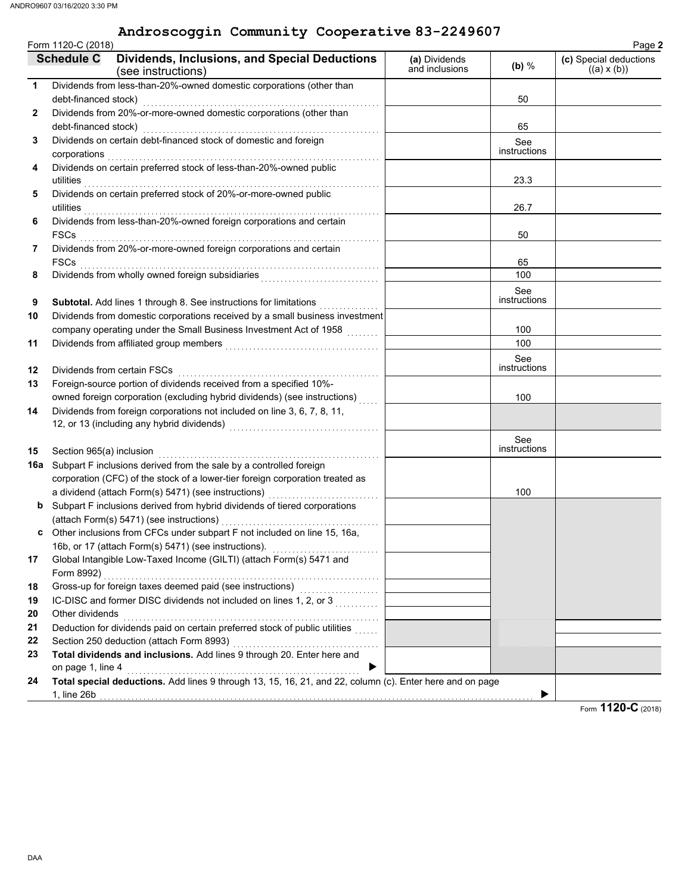# Androscoggin Community Cooperative 83-2249607

Form 1120-C (2018)

## Schedule C — Dividends, Inclusions, and Special Deductions (see instructions)

| | | (a) Dividends and inclusions | (b) % | (c) Special deductions ((a) x (b)) |
|---|---|---|---|---|
| 1 | Dividends from less-than-20%-owned domestic corporations (other than debt-financed stock) | | 50 | |
| 2 | Dividends from 20%-or-more-owned domestic corporations (other than debt-financed stock) | | 65 | |
| 3 | Dividends on certain debt-financed stock of domestic and foreign corporations | | See instructions | |
| 4 | Dividends on certain preferred stock of less-than-20%-owned public utilities | | 23.3 | |
| 5 | Dividends on certain preferred stock of 20%-or-more-owned public utilities | | 26.7 | |
| 6 | Dividends from less-than-20%-owned foreign corporations and certain FSCs | | 50 | |
| 7 | Dividends from 20%-or-more-owned foreign corporations and certain FSCs | | 65 | |
| 8 | Dividends from wholly owned foreign subsidiaries | | 100 | |
| 9 | **Subtotal.** Add lines 1 through 8. See instructions for limitations | | See instructions | |
| 10 | Dividends from domestic corporations received by a small business investment company operating under the Small Business Investment Act of 1958 | | 100 | |
| 11 | Dividends from affiliated group members | | 100 | |
| 12 | Dividends from certain FSCs | | See instructions | |
| 13 | Foreign-source portion of dividends received from a specified 10%-owned foreign corporation (excluding hybrid dividends) (see instructions) | | 100 | |
| 14 | Dividends from foreign corporations not included on line 3, 6, 7, 8, 11, 12, or 13 (including any hybrid dividends) | | | |
| 15 | Section 965(a) inclusion | | See instructions | |
| 16a | Subpart F inclusions derived from the sale by a controlled foreign corporation (CFC) of the stock of a lower-tier foreign corporation treated as a dividend (attach Form(s) 5471) (see instructions) | | 100 | |
| b | Subpart F inclusions derived from hybrid dividends of tiered corporations (attach Form(s) 5471) (see instructions) | | | |
| c | Other inclusions from CFCs under subpart F not included on line 15, 16a, 16b, or 17 (attach Form(s) 5471) (see instructions). | | | |
| 17 | Global Intangible Low-Taxed Income (GILTI) (attach Form(s) 5471 and Form 8992) | | | |
| 18 | Gross-up for foreign taxes deemed paid (see instructions) | | | |
| 19 | IC-DISC and former DISC dividends not included on lines 1, 2, or 3 | | | |
| 20 | Other dividends | | | |
| 21 | Deduction for dividends paid on certain preferred stock of public utilities | | | |
| 22 | Section 250 deduction (attach Form 8993) | | | |
| 23 | **Total dividends and inclusions.** Add lines 9 through 20. Enter here and on page 1, line 4 ▶ | | | |
| 24 | **Total special deductions.** Add lines 9 through 13, 15, 16, 21, and 22, column (c). Enter here and on page 1, line 26b ▶ | | | |

Form **1120-C** (2018)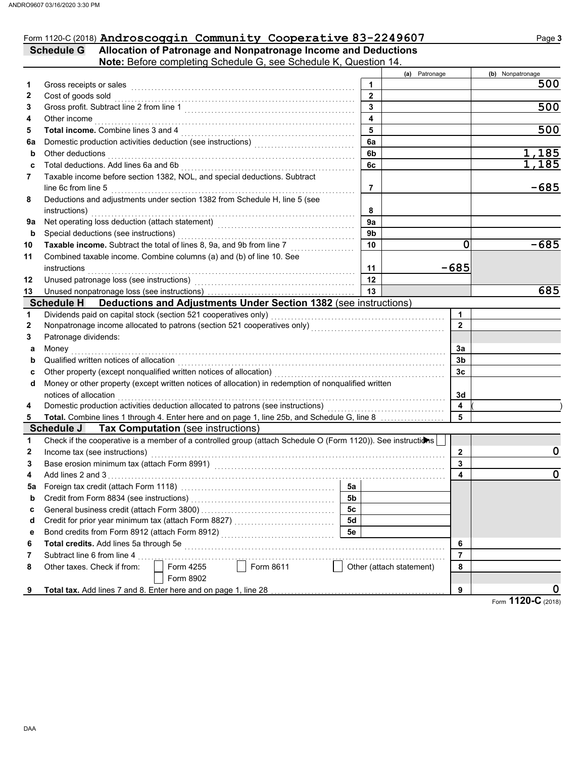Form 1120-C (2018) **Androscoggin Community Cooperative 83-2249607**

## Schedule G — Allocation of Patronage and Nonpatronage Income and Deductions

**Note:** Before completing Schedule G, see Schedule K, Question 14.

| | | | (a) Patronage | (b) Nonpatronage |
|---|---|---|---|---|
| 1 | Gross receipts or sales | 1 | | 500 |
| 2 | Cost of goods sold | 2 | | |
| 3 | Gross profit. Subtract line 2 from line 1 | 3 | | 500 |
| 4 | Other income | 4 | | |
| 5 | **Total income.** Combine lines 3 and 4 | 5 | | 500 |
| 6a | Domestic production activities deduction (see instructions) | 6a | | |
| b | Other deductions | 6b | | 1,185 |
| c | Total deductions. Add lines 6a and 6b | 6c | | 1,185 |
| 7 | Taxable income before section 1382, NOL, and special deductions. Subtract line 6c from line 5 | 7 | | -685 |
| 8 | Deductions and adjustments under section 1382 from Schedule H, line 5 (see instructions) | 8 | | |
| 9a | Net operating loss deduction (attach statement) | 9a | | |
| b | Special deductions (see instructions) | 9b | | |
| 10 | **Taxable income.** Subtract the total of lines 8, 9a, and 9b from line 7 | 10 | 0 | -685 |
| 11 | Combined taxable income. Combine columns (a) and (b) of line 10. See instructions | 11 | -685 | |
| 12 | Unused patronage loss (see instructions) | 12 | | |
| 13 | Unused nonpatronage loss (see instructions) | 13 | | 685 |

## Schedule H — Deductions and Adjustments Under Section 1382 (see instructions)

| | | | |
|---|---|---|---|
| 1 | Dividends paid on capital stock (section 521 cooperatives only) | 1 | |
| 2 | Nonpatronage income allocated to patrons (section 521 cooperatives only) | 2 | |
| 3 | Patronage dividends: | | |
| a | Money | 3a | |
| b | Qualified written notices of allocation | 3b | |
| c | Other property (except nonqualified written notices of allocation) | 3c | |
| d | Money or other property (except written notices of allocation) in redemption of nonqualified written notices of allocation | 3d | |
| 4 | Domestic production activities deduction allocated to patrons (see instructions) | 4 | ( ) |
| 5 | **Total.** Combine lines 1 through 4. Enter here and on page 1, line 25b, and Schedule G, line 8 | 5 | |

## Schedule J — Tax Computation (see instructions)

| | | | | | |
|---|---|---|---|---|---|
| 1 | Check if the cooperative is a member of a controlled group (attach Schedule O (Form 1120)). See instructions ☐ | | | | |
| 2 | Income tax (see instructions) | | | 2 | 0 |
| 3 | Base erosion minimum tax (attach Form 8991) | | | 3 | |
| 4 | Add lines 2 and 3 | | | 4 | 0 |
| 5a | Foreign tax credit (attach Form 1118) | 5a | | | |
| b | Credit from Form 8834 (see instructions) | 5b | | | |
| c | General business credit (attach Form 3800) | 5c | | | |
| d | Credit for prior year minimum tax (attach Form 8827) | 5d | | | |
| e | Bond credits from Form 8912 (attach Form 8912) | 5e | | | |
| 6 | **Total credits.** Add lines 5a through 5e | | | 6 | |
| 7 | Subtract line 6 from line 4 | | | 7 | |
| 8 | Other taxes. Check if from: ☐ Form 4255 ☐ Form 8611 ☐ Other (attach statement) ☐ Form 8902 | | | 8 | |
| 9 | **Total tax.** Add lines 7 and 8. Enter here and on page 1, line 28 | | | 9 | 0 |

Form **1120-C** (2018)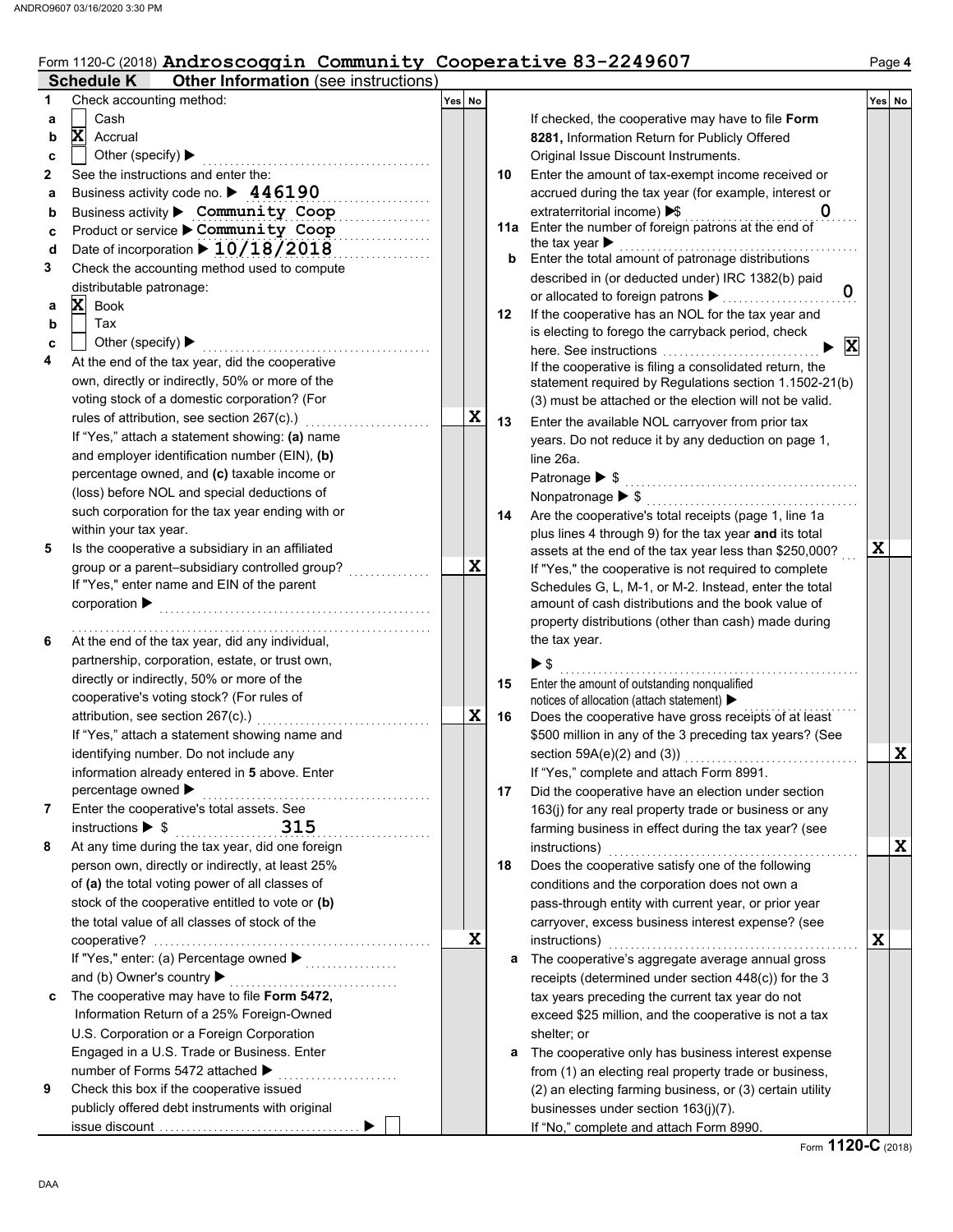Form 1120-C (2018) **Androscoggin Community Cooperative 83-2249607**

## Schedule K — Other Information (see instructions)

| | | Yes | No |
|---|---|---|---|
| **1** | Check accounting method: **a** ☐ Cash **b** ☒ Accrual **c** ☐ Other (specify) ▶ | | |
| **2** | See the instructions and enter the: | | |
| **a** | Business activity code no. ▶ **446190** | | |
| **b** | Business activity ▶ **Community Coop** | | |
| **c** | Product or service ▶ **Community Coop** | | |
| **d** | Date of incorporation ▶ **10/18/2018** | | |
| **3** | Check the accounting method used to compute distributable patronage: **a** ☒ Book **b** ☐ Tax **c** ☐ Other (specify) ▶ | | |
| **4** | At the end of the tax year, did the cooperative own, directly or indirectly, 50% or more of the voting stock of a domestic corporation? (For rules of attribution, see section 267(c).) If "Yes," attach a statement showing: **(a)** name and employer identification number (EIN), **(b)** percentage owned, and **(c)** taxable income or (loss) before NOL and special deductions of such corporation for the tax year ending with or within your tax year. | | X |
| **5** | Is the cooperative a subsidiary in an affiliated group or a parent–subsidiary controlled group? If "Yes," enter name and EIN of the parent corporation ▶ | | X |
| **6** | At the end of the tax year, did any individual, partnership, corporation, estate, or trust own, directly or indirectly, 50% or more of the cooperative's voting stock? (For rules of attribution, see section 267(c).) If "Yes," attach a statement showing name and identifying number. Do not include any information already entered in **5** above. Enter percentage owned ▶ | | X |
| **7** | Enter the cooperative's total assets. See instructions ▶ $ **315** | | |
| **8** | At any time during the tax year, did one foreign person own, directly or indirectly, at least 25% of **(a)** the total voting power of all classes of stock of the cooperative entitled to vote or **(b)** the total value of all classes of stock of the cooperative? If "Yes," enter: (a) Percentage owned ▶ and (b) Owner's country ▶ | | X |
| **c** | The cooperative may have to file **Form 5472,** Information Return of a 25% Foreign-Owned U.S. Corporation or a Foreign Corporation Engaged in a U.S. Trade or Business. Enter number of Forms 5472 attached ▶ | | |
| **9** | Check this box if the cooperative issued publicly offered debt instruments with original issue discount ▶ ☐ If checked, the cooperative may have to file **Form 8281,** Information Return for Publicly Offered Original Issue Discount Instruments. | | |
| **10** | Enter the amount of tax-exempt income received or accrued during the tax year (for example, interest or extraterritorial income) ▶$ **0** | | |
| **11a** | Enter the number of foreign patrons at the end of the tax year ▶ | | |
| **b** | Enter the total amount of patronage distributions described in (or deducted under) IRC 1382(b) paid or allocated to foreign patrons ▶ **0** | | |
| **12** | If the cooperative has an NOL for the tax year and is electing to forego the carryback period, check here. See instructions ▶ ☒ If the cooperative is filing a consolidated return, the statement required by Regulations section 1.1502-21(b)(3) must be attached or the election will not be valid. | | |
| **13** | Enter the available NOL carryover from prior tax years. Do not reduce it by any deduction on page 1, line 26a. Patronage ▶ $ Nonpatronage ▶ $ | | |
| **14** | Are the cooperative's total receipts (page 1, line 1a plus lines 4 through 9) for the tax year **and** its total assets at the end of the tax year less than $250,000? If "Yes," the cooperative is not required to complete Schedules G, L, M-1, or M-2. Instead, enter the total amount of cash distributions and the book value of property distributions (other than cash) made during the tax year. ▶ $ | X | |
| **15** | Enter the amount of outstanding nonqualified notices of allocation (attach statement) ▶ | | |
| **16** | Does the cooperative have gross receipts of at least $500 million in any of the 3 preceding tax years? (See section 59A(e)(2) and (3)) If "Yes," complete and attach Form 8991. | | X |
| **17** | Did the cooperative have an election under section 163(j) for any real property trade or business or any farming business in effect during the tax year? (see instructions) | | X |
| **18** | Does the cooperative satisfy one of the following conditions and the corporation does not own a pass-through entity with current year, or prior year carryover, excess business interest expense? (see instructions) | X | |
| **a** | The cooperative's aggregate average annual gross receipts (determined under section 448(c)) for the 3 tax years preceding the current tax year do not exceed $25 million, and the cooperative is not a tax shelter; or | | |
| **a** | The cooperative only has business interest expense from (1) an electing real property trade or business, (2) an electing farming business, or (3) certain utility businesses under section 163(j)(7). If "No," complete and attach Form 8990. | | |

Form **1120-C** (2018)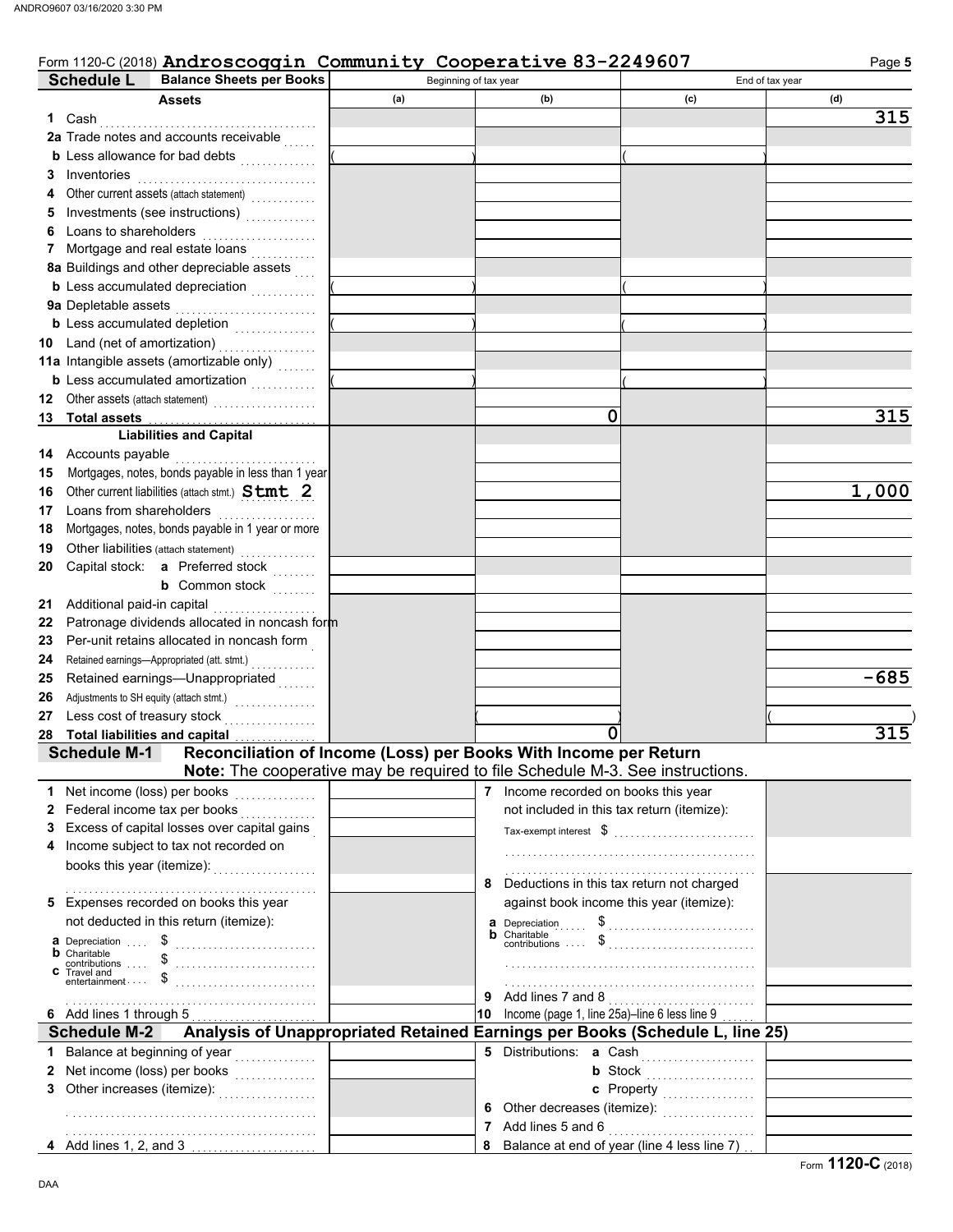Form 1120-C (2018) **Androscoggin Community Cooperative 83-2249607** Page **5**

## Schedule L — Balance Sheets per Books

| Assets | Beginning of tax year (a) | Beginning of tax year (b) | End of tax year (c) | End of tax year (d) |
|---|---|---|---|---|
| 1 Cash | | | | 315 |
| 2a Trade notes and accounts receivable | | | | |
| b Less allowance for bad debts | ( ) | | ( ) | |
| 3 Inventories | | | | |
| 4 Other current assets (attach statement) | | | | |
| 5 Investments (see instructions) | | | | |
| 6 Loans to shareholders | | | | |
| 7 Mortgage and real estate loans | | | | |
| 8a Buildings and other depreciable assets | | | | |
| b Less accumulated depreciation | ( ) | | ( ) | |
| 9a Depletable assets | | | | |
| b Less accumulated depletion | ( ) | | ( ) | |
| 10 Land (net of amortization) | | | | |
| 11a Intangible assets (amortizable only) | | | | |
| b Less accumulated amortization | ( ) | | ( ) | |
| 12 Other assets (attach statement) | | | | |
| 13 **Total assets** | | 0 | | 315 |
| **Liabilities and Capital** | | | | |
| 14 Accounts payable | | | | |
| 15 Mortgages, notes, bonds payable in less than 1 year | | | | |
| 16 Other current liabilities (attach stmt.) **Stmt 2** | | | | 1,000 |
| 17 Loans from shareholders | | | | |
| 18 Mortgages, notes, bonds payable in 1 year or more | | | | |
| 19 Other liabilities (attach statement) | | | | |
| 20 Capital stock: a Preferred stock | | | | |
| b Common stock | | | | |
| 21 Additional paid-in capital | | | | |
| 22 Patronage dividends allocated in noncash form | | | | |
| 23 Per-unit retains allocated in noncash form | | | | |
| 24 Retained earnings—Appropriated (att. stmt.) | | | | |
| 25 Retained earnings—Unappropriated | | | | -685 |
| 26 Adjustments to SH equity (attach stmt.) | | | | |
| 27 Less cost of treasury stock | | ( ) | | ( ) |
| 28 **Total liabilities and capital** | | 0 | | 315 |

## Schedule M-1 — Reconciliation of Income (Loss) per Books With Income per Return

**Note:** The cooperative may be required to file Schedule M-3. See instructions.

| | | | |
|---|---|---|---|
| 1 Net income (loss) per books | | 7 Income recorded on books this year not included in this tax return (itemize): Tax-exempt interest $ | |
| 2 Federal income tax per books | | | |
| 3 Excess of capital losses over capital gains | | | |
| 4 Income subject to tax not recorded on books this year (itemize): | | 8 Deductions in this tax return not charged against book income this year (itemize): | |
| 5 Expenses recorded on books this year not deducted in this return (itemize): | | a Depreciation $ | |
| a Depreciation $ | | b Charitable contributions $ | |
| b Charitable contributions $ | | | |
| c Travel and entertainment $ | | 9 Add lines 7 and 8 | |
| 6 Add lines 1 through 5 | | 10 Income (page 1, line 25a)–line 6 less line 9 | |

## Schedule M-2 — Analysis of Unappropriated Retained Earnings per Books (Schedule L, line 25)

| | | | |
|---|---|---|---|
| 1 Balance at beginning of year | | 5 Distributions: a Cash | |
| 2 Net income (loss) per books | | b Stock | |
| 3 Other increases (itemize): | | c Property | |
| | | 6 Other decreases (itemize): | |
| | | 7 Add lines 5 and 6 | |
| 4 Add lines 1, 2, and 3 | | 8 Balance at end of year (line 4 less line 7) | |

Form **1120-C** (2018)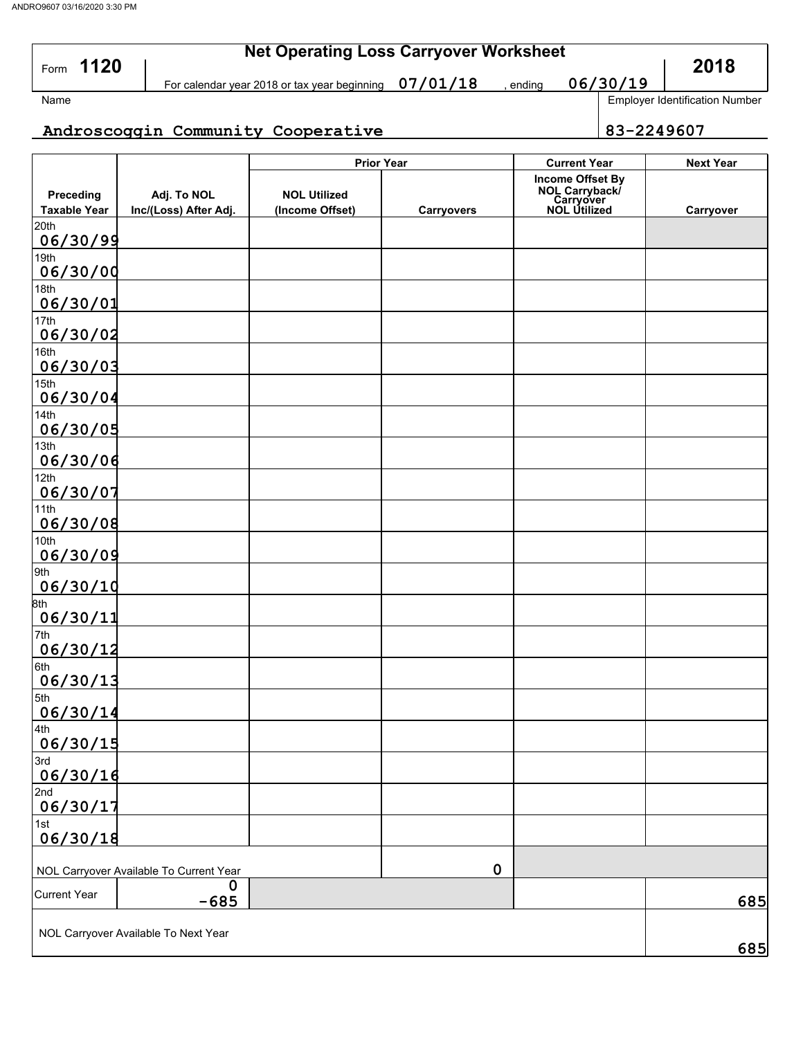# Net Operating Loss Carryover Worksheet

Form **1120** — **2018**

For calendar year 2018 or tax year beginning 07/01/18, ending 06/30/19

| Name | Employer Identification Number |
|---|---|
| Androscoggin Community Cooperative | 83-2249607 |

| | | Prior Year | | Current Year | Next Year |
|---|---|---|---|---|---|
| Preceding Taxable Year | Adj. To NOL Inc/(Loss) After Adj. | NOL Utilized (Income Offset) | Carryovers | Income Offset By NOL Carryback/ Carryover NOL Utilized | Carryover |
| 20th 06/30/99 | | | | | |
| 19th 06/30/00 | | | | | |
| 18th 06/30/01 | | | | | |
| 17th 06/30/02 | | | | | |
| 16th 06/30/03 | | | | | |
| 15th 06/30/04 | | | | | |
| 14th 06/30/05 | | | | | |
| 13th 06/30/06 | | | | | |
| 12th 06/30/07 | | | | | |
| 11th 06/30/08 | | | | | |
| 10th 06/30/09 | | | | | |
| 9th 06/30/10 | | | | | |
| 8th 06/30/11 | | | | | |
| 7th 06/30/12 | | | | | |
| 6th 06/30/13 | | | | | |
| 5th 06/30/14 | | | | | |
| 4th 06/30/15 | | | | | |
| 3rd 06/30/16 | | | | | |
| 2nd 06/30/17 | | | | | |
| 1st 06/30/18 | | | | | |
| NOL Carryover Available To Current Year | | | 0 | | |
| Current Year | 0<br>-685 | | | | 685 |
| NOL Carryover Available To Next Year | | | | | 685 |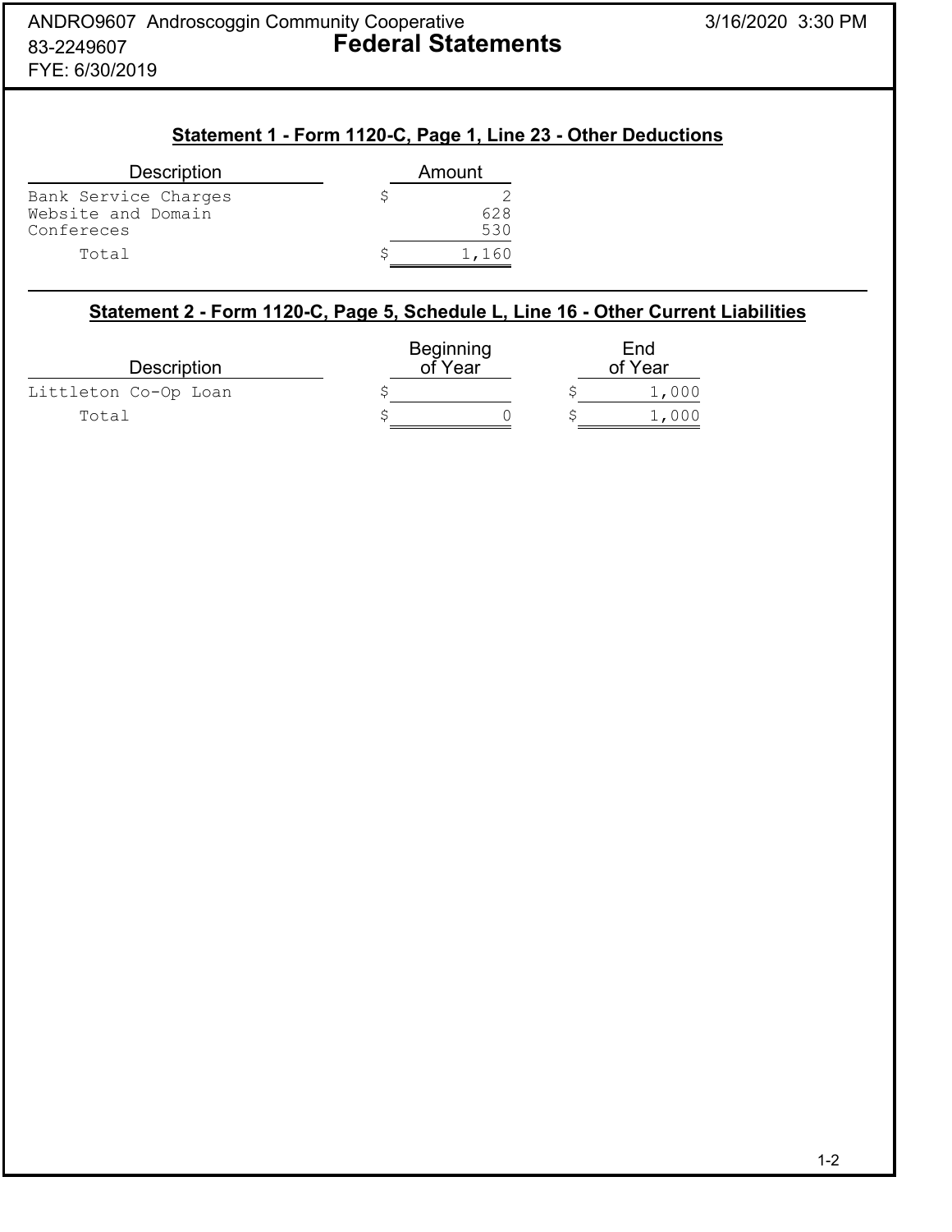ANDRO9607 Androscoggin Community Cooperative
83-2249607
FYE: 6/30/2019

# Federal Statements

3/16/2020 3:30 PM

## Statement 1 - Form 1120-C, Page 1, Line 23 - Other Deductions

| Description | Amount |
|---|---|
| Bank Service Charges | $ 2 |
| Website and Domain | 628 |
| Confereces | 530 |
| Total | $ 1,160 |

## Statement 2 - Form 1120-C, Page 5, Schedule L, Line 16 - Other Current Liabilities

| Description | Beginning of Year | End of Year |
|---|---|---|
| Littleton Co-Op Loan | $ | $ 1,000 |
| Total | $ 0 | $ 1,000 |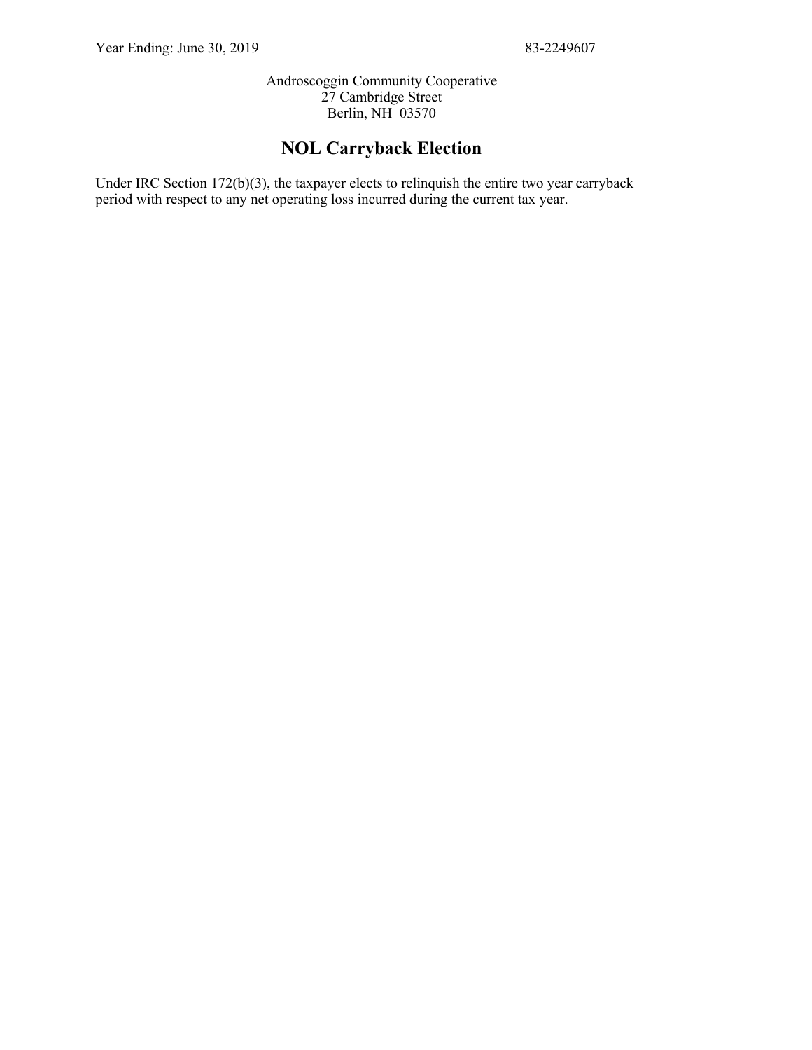Year Ending: June 30, 2019 83-2249607

Androscoggin Community Cooperative
27 Cambridge Street
Berlin, NH 03570

# NOL Carryback Election

Under IRC Section 172(b)(3), the taxpayer elects to relinquish the entire two year carryback period with respect to any net operating loss incurred during the current tax year.